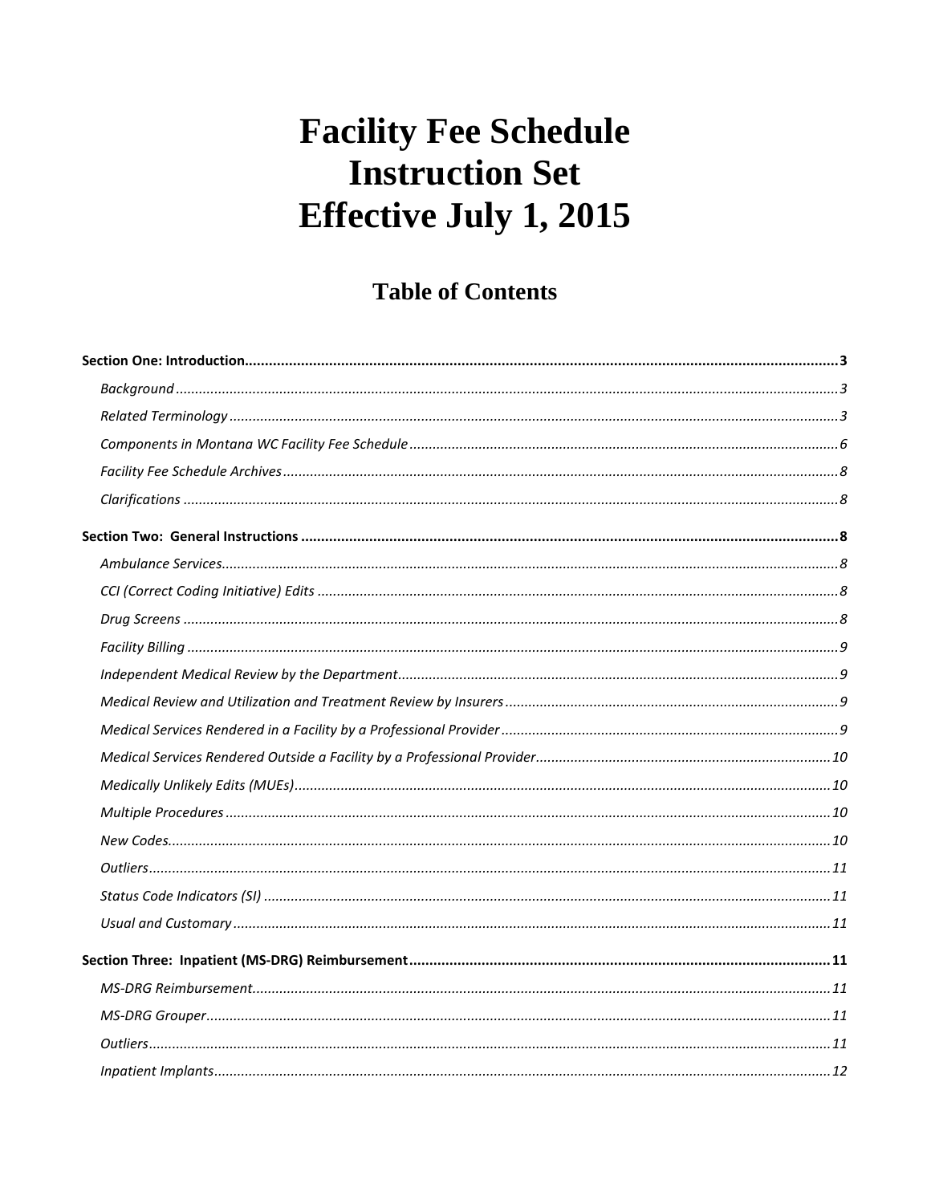# Facility Fee Schedule Instruction Set Effective July 1, 2015

## Table of Contents

**Section One: Introduction** .......... 3

- *Background* .......... 3
- *Related Terminology* .......... 3
- *Components in Montana WC Facility Fee Schedule* .......... 6
- *Facility Fee Schedule Archives* .......... 8
- *Clarifications* .......... 8

**Section Two: General Instructions** .......... 8

- *Ambulance Services* .......... 8
- *CCI (Correct Coding Initiative) Edits* .......... 8
- *Drug Screens* .......... 8
- *Facility Billing* .......... 9
- *Independent Medical Review by the Department* .......... 9
- *Medical Review and Utilization and Treatment Review by Insurers* .......... 9
- *Medical Services Rendered in a Facility by a Professional Provider* .......... 9
- *Medical Services Rendered Outside a Facility by a Professional Provider* .......... 10
- *Medically Unlikely Edits (MUEs)* .......... 10
- *Multiple Procedures* .......... 10
- *New Codes* .......... 10
- *Outliers* .......... 11
- *Status Code Indicators (SI)* .......... 11
- *Usual and Customary* .......... 11

**Section Three: Inpatient (MS-DRG) Reimbursement** .......... 11

- *MS-DRG Reimbursement* .......... 11
- *MS-DRG Grouper* .......... 11
- *Outliers* .......... 11
- *Inpatient Implants* .......... 12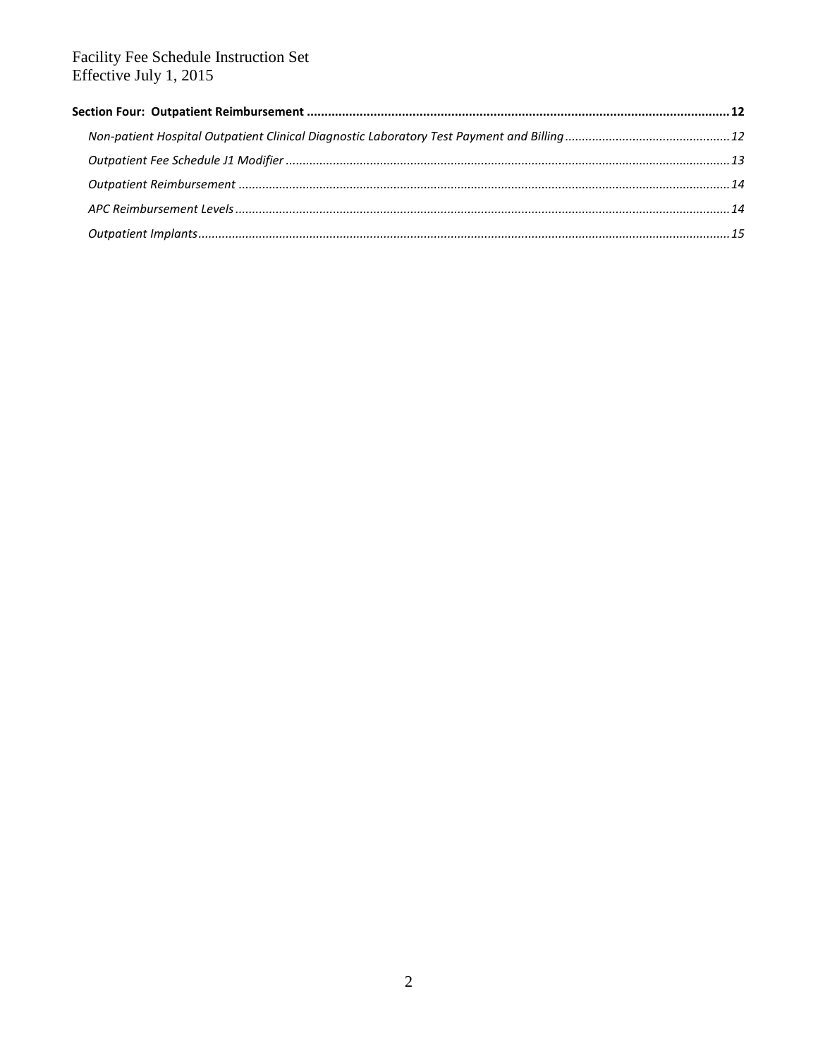**Section Four: Outpatient Reimbursement** .......................................................................................................... 12

*Non-patient Hospital Outpatient Clinical Diagnostic Laboratory Test Payment and Billing* ................................................ 12

*Outpatient Fee Schedule J1 Modifier* .................................................................................................................. 13

*Outpatient Reimbursement* ................................................................................................................................ 14

*APC Reimbursement Levels* ................................................................................................................................ 14

*Outpatient Implants* ........................................................................................................................................... 15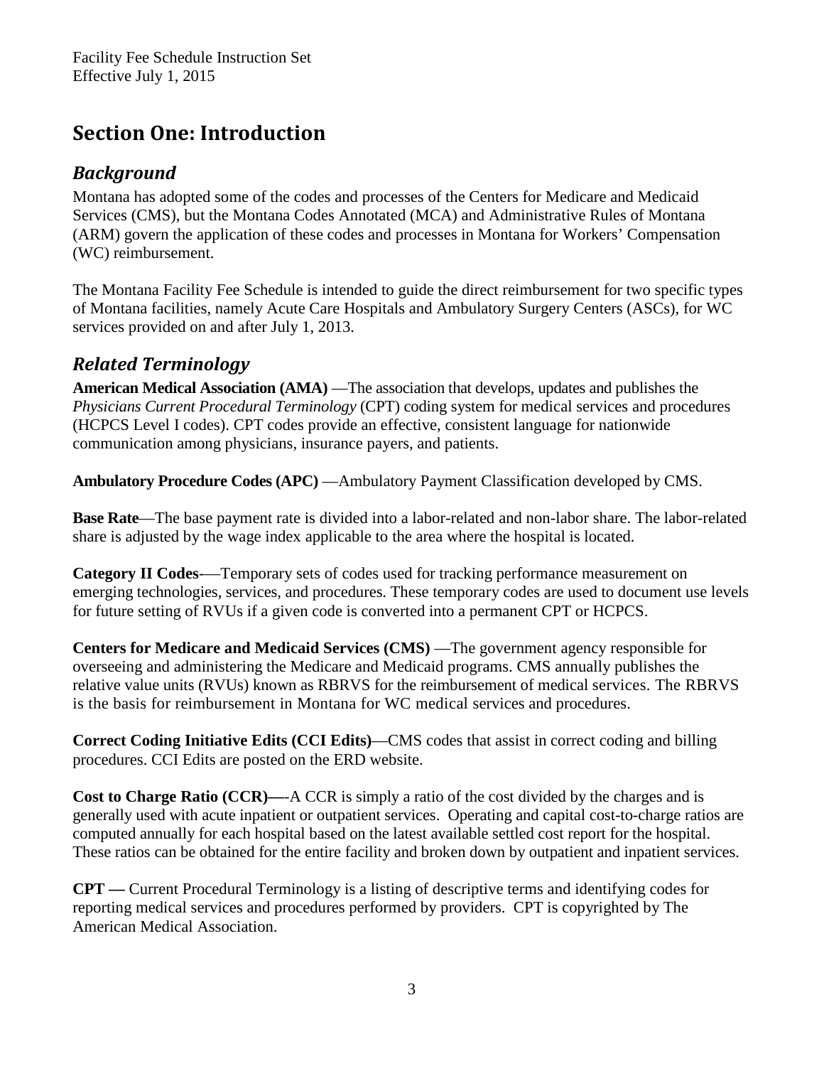# Section One: Introduction

## *Background*

Montana has adopted some of the codes and processes of the Centers for Medicare and Medicaid Services (CMS), but the Montana Codes Annotated (MCA) and Administrative Rules of Montana (ARM) govern the application of these codes and processes in Montana for Workers' Compensation (WC) reimbursement.

The Montana Facility Fee Schedule is intended to guide the direct reimbursement for two specific types of Montana facilities, namely Acute Care Hospitals and Ambulatory Surgery Centers (ASCs), for WC services provided on and after July 1, 2013.

## *Related Terminology*

**American Medical Association (AMA)** —The association that develops, updates and publishes the *Physicians Current Procedural Terminology* (CPT) coding system for medical services and procedures (HCPCS Level I codes). CPT codes provide an effective, consistent language for nationwide communication among physicians, insurance payers, and patients.

**Ambulatory Procedure Codes (APC)** —Ambulatory Payment Classification developed by CMS.

**Base Rate**—The base payment rate is divided into a labor-related and non-labor share. The labor-related share is adjusted by the wage index applicable to the area where the hospital is located.

**Category II Codes**-—Temporary sets of codes used for tracking performance measurement on emerging technologies, services, and procedures. These temporary codes are used to document use levels for future setting of RVUs if a given code is converted into a permanent CPT or HCPCS.

**Centers for Medicare and Medicaid Services (CMS)** —The government agency responsible for overseeing and administering the Medicare and Medicaid programs. CMS annually publishes the relative value units (RVUs) known as RBRVS for the reimbursement of medical services. The RBRVS is the basis for reimbursement in Montana for WC medical services and procedures.

**Correct Coding Initiative Edits (CCI Edits)**—CMS codes that assist in correct coding and billing procedures. CCI Edits are posted on the ERD website.

**Cost to Charge Ratio (CCR)—**-A CCR is simply a ratio of the cost divided by the charges and is generally used with acute inpatient or outpatient services. Operating and capital cost-to-charge ratios are computed annually for each hospital based on the latest available settled cost report for the hospital. These ratios can be obtained for the entire facility and broken down by outpatient and inpatient services.

**CPT —** Current Procedural Terminology is a listing of descriptive terms and identifying codes for reporting medical services and procedures performed by providers. CPT is copyrighted by The American Medical Association.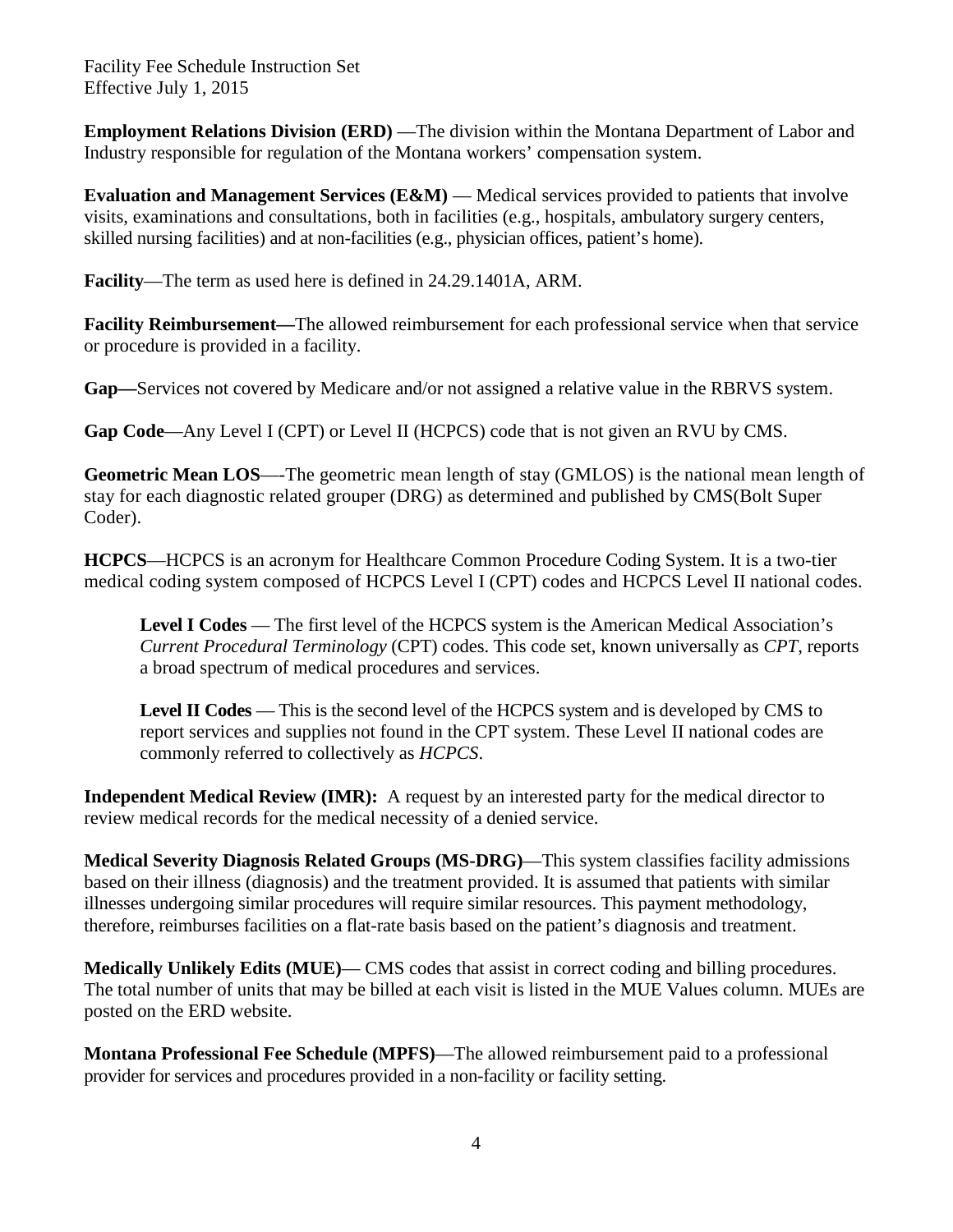**Employment Relations Division (ERD)** —The division within the Montana Department of Labor and Industry responsible for regulation of the Montana workers' compensation system.

**Evaluation and Management Services (E&M)** — Medical services provided to patients that involve visits, examinations and consultations, both in facilities (e.g., hospitals, ambulatory surgery centers, skilled nursing facilities) and at non-facilities (e.g., physician offices, patient's home).

**Facility**—The term as used here is defined in 24.29.1401A, ARM.

**Facility Reimbursement—**The allowed reimbursement for each professional service when that service or procedure is provided in a facility.

**Gap—**Services not covered by Medicare and/or not assigned a relative value in the RBRVS system.

**Gap Code**—Any Level I (CPT) or Level II (HCPCS) code that is not given an RVU by CMS.

**Geometric Mean LOS**—-The geometric mean length of stay (GMLOS) is the national mean length of stay for each diagnostic related grouper (DRG) as determined and published by CMS(Bolt Super Coder).

**HCPCS**—HCPCS is an acronym for Healthcare Common Procedure Coding System. It is a two-tier medical coding system composed of HCPCS Level I (CPT) codes and HCPCS Level II national codes.

> **Level I Codes** — The first level of the HCPCS system is the American Medical Association's *Current Procedural Terminology* (CPT) codes. This code set, known universally as *CPT*, reports a broad spectrum of medical procedures and services.
>
> **Level II Codes** — This is the second level of the HCPCS system and is developed by CMS to report services and supplies not found in the CPT system. These Level II national codes are commonly referred to collectively as *HCPCS*.

**Independent Medical Review (IMR):** A request by an interested party for the medical director to review medical records for the medical necessity of a denied service.

**Medical Severity Diagnosis Related Groups (MS-DRG)**—This system classifies facility admissions based on their illness (diagnosis) and the treatment provided. It is assumed that patients with similar illnesses undergoing similar procedures will require similar resources. This payment methodology, therefore, reimburses facilities on a flat-rate basis based on the patient's diagnosis and treatment.

**Medically Unlikely Edits (MUE)**— CMS codes that assist in correct coding and billing procedures. The total number of units that may be billed at each visit is listed in the MUE Values column. MUEs are posted on the ERD website.

**Montana Professional Fee Schedule (MPFS)**—The allowed reimbursement paid to a professional provider for services and procedures provided in a non-facility or facility setting.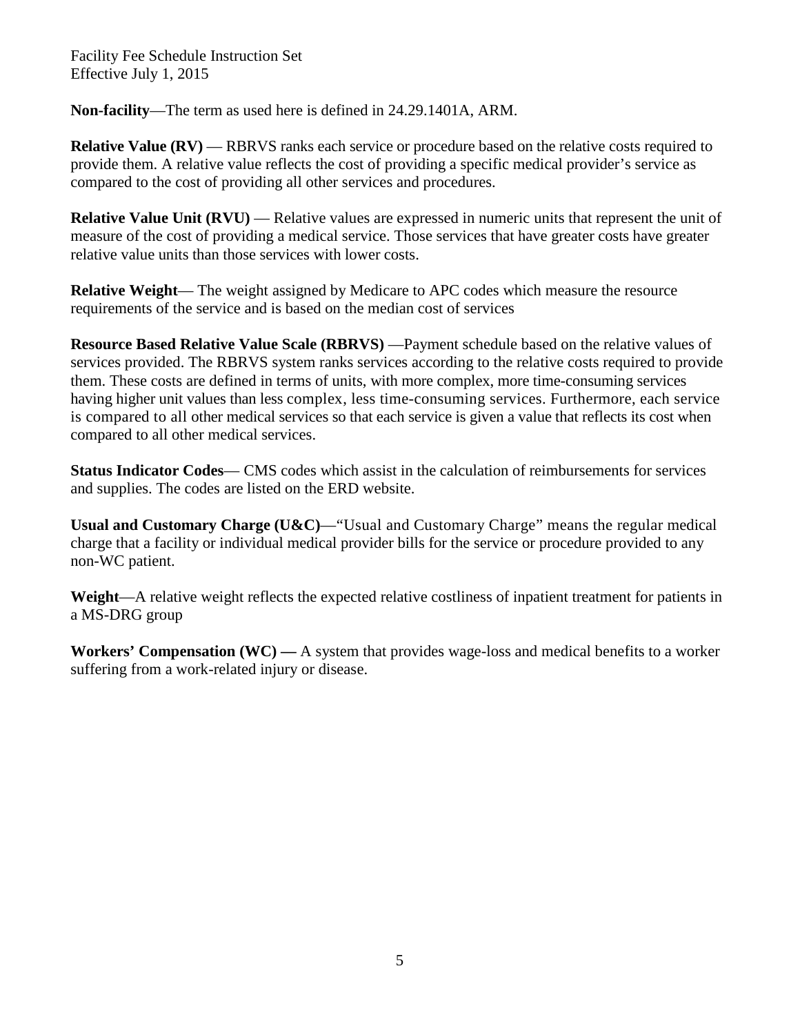**Non-facility**—The term as used here is defined in 24.29.1401A, ARM.

**Relative Value (RV)** — RBRVS ranks each service or procedure based on the relative costs required to provide them. A relative value reflects the cost of providing a specific medical provider's service as compared to the cost of providing all other services and procedures.

**Relative Value Unit (RVU)** — Relative values are expressed in numeric units that represent the unit of measure of the cost of providing a medical service. Those services that have greater costs have greater relative value units than those services with lower costs.

**Relative Weight**— The weight assigned by Medicare to APC codes which measure the resource requirements of the service and is based on the median cost of services

**Resource Based Relative Value Scale (RBRVS)** —Payment schedule based on the relative values of services provided. The RBRVS system ranks services according to the relative costs required to provide them. These costs are defined in terms of units, with more complex, more time-consuming services having higher unit values than less complex, less time-consuming services. Furthermore, each service is compared to all other medical services so that each service is given a value that reflects its cost when compared to all other medical services.

**Status Indicator Codes**— CMS codes which assist in the calculation of reimbursements for services and supplies. The codes are listed on the ERD website.

**Usual and Customary Charge (U&C)**—"Usual and Customary Charge" means the regular medical charge that a facility or individual medical provider bills for the service or procedure provided to any non-WC patient.

**Weight**—A relative weight reflects the expected relative costliness of inpatient treatment for patients in a MS-DRG group

**Workers' Compensation (WC) —** A system that provides wage-loss and medical benefits to a worker suffering from a work-related injury or disease.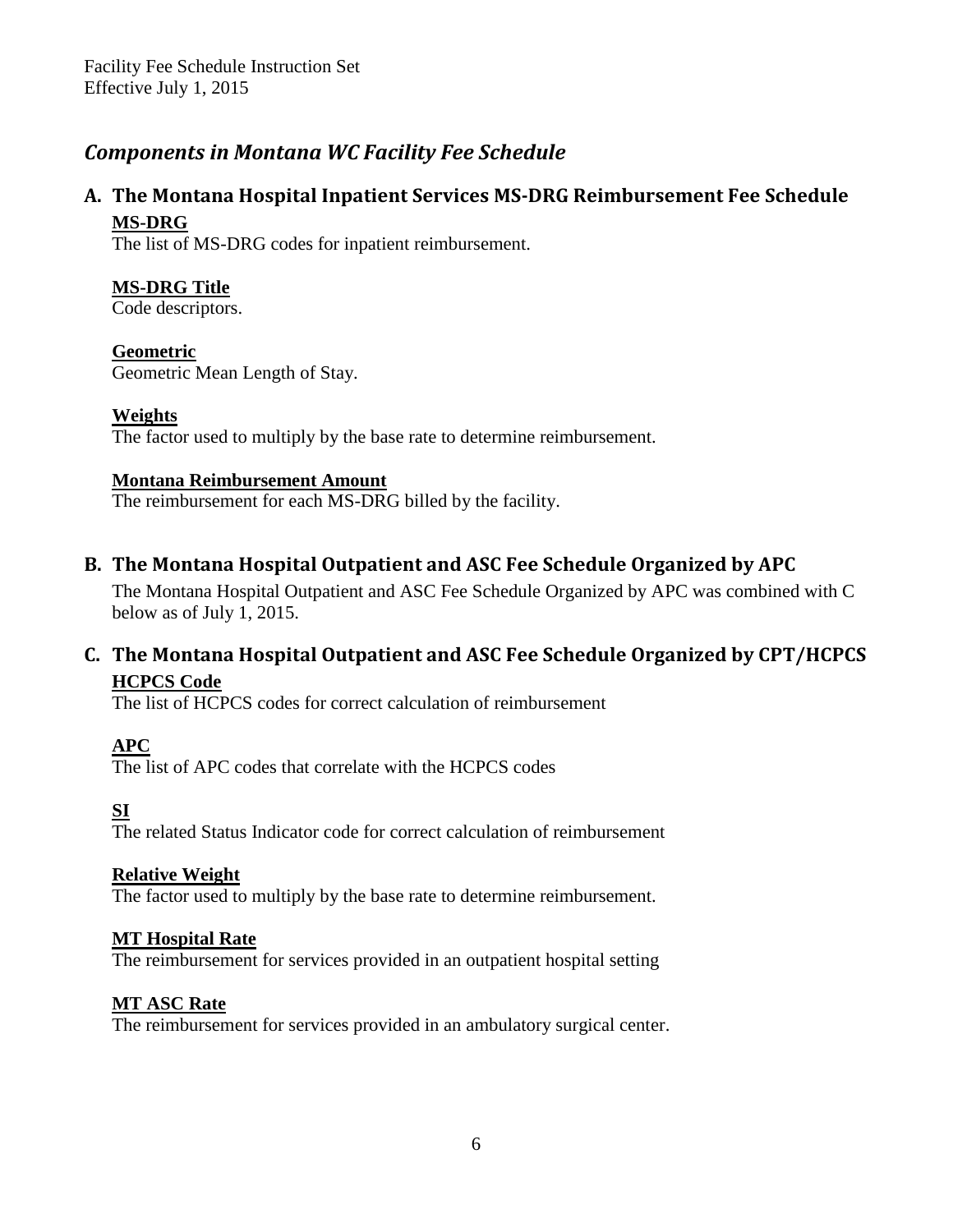## *Components in Montana WC Facility Fee Schedule*

### A. The Montana Hospital Inpatient Services MS-DRG Reimbursement Fee Schedule

**MS-DRG**

The list of MS-DRG codes for inpatient reimbursement.

**Montana Reimbursement Amount**

The reimbursement for each MS-DRG billed by the facility.

**MS-DRG Title**

Code descriptors.

**Geometric**

Geometric Mean Length of Stay.

**Weights**

The factor used to multiply by the base rate to determine reimbursement.

### B. The Montana Hospital Outpatient and ASC Fee Schedule Organized by APC

The Montana Hospital Outpatient and ASC Fee Schedule Organized by APC was combined with C below as of July 1, 2015.

### C. The Montana Hospital Outpatient and ASC Fee Schedule Organized by CPT/HCPCS

**HCPCS Code**

The list of HCPCS codes for correct calculation of reimbursement

**APC**

The list of APC codes that correlate with the HCPCS codes

**SI**

The related Status Indicator code for correct calculation of reimbursement

**Relative Weight**

The factor used to multiply by the base rate to determine reimbursement.

**MT Hospital Rate**

The reimbursement for services provided in an outpatient hospital setting

**MT ASC Rate**

The reimbursement for services provided in an ambulatory surgical center.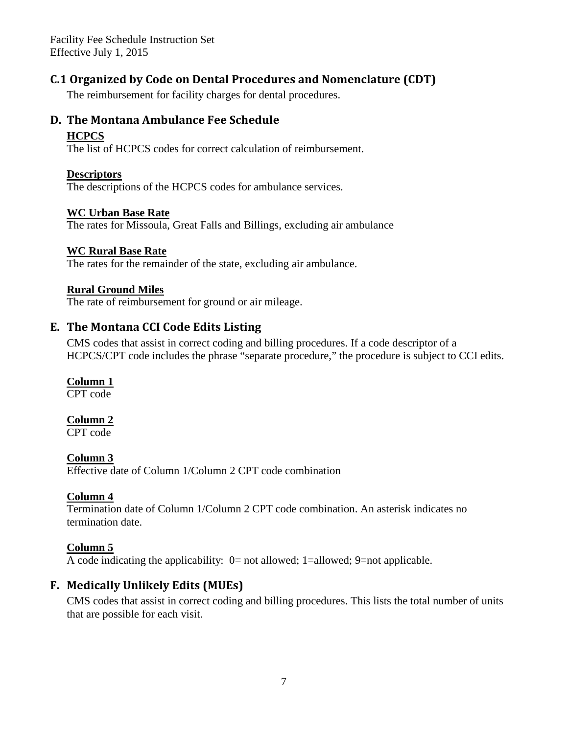## C.1 Organized by Code on Dental Procedures and Nomenclature (CDT)

The reimbursement for facility charges for dental procedures.

## D. The Montana Ambulance Fee Schedule

**HCPCS**
The list of HCPCS codes for correct calculation of reimbursement.

**Descriptors**
The descriptions of the HCPCS codes for ambulance services.

**WC Urban Base Rate**
The rates for Missoula, Great Falls and Billings, excluding air ambulance

**WC Rural Base Rate**
The rates for the remainder of the state, excluding air ambulance.

**Rural Ground Miles**
The rate of reimbursement for ground or air mileage.

## E. The Montana CCI Code Edits Listing

CMS codes that assist in correct coding and billing procedures. If a code descriptor of a HCPCS/CPT code includes the phrase "separate procedure," the procedure is subject to CCI edits.

**Column 1**
CPT code

**Column 2**
CPT code

**Column 3**
Effective date of Column 1/Column 2 CPT code combination

**Column 4**
Termination date of Column 1/Column 2 CPT code combination. An asterisk indicates no termination date.

**Column 5**
A code indicating the applicability: 0= not allowed; 1=allowed; 9=not applicable.

## F. Medically Unlikely Edits (MUEs)

CMS codes that assist in correct coding and billing procedures. This lists the total number of units that are possible for each visit.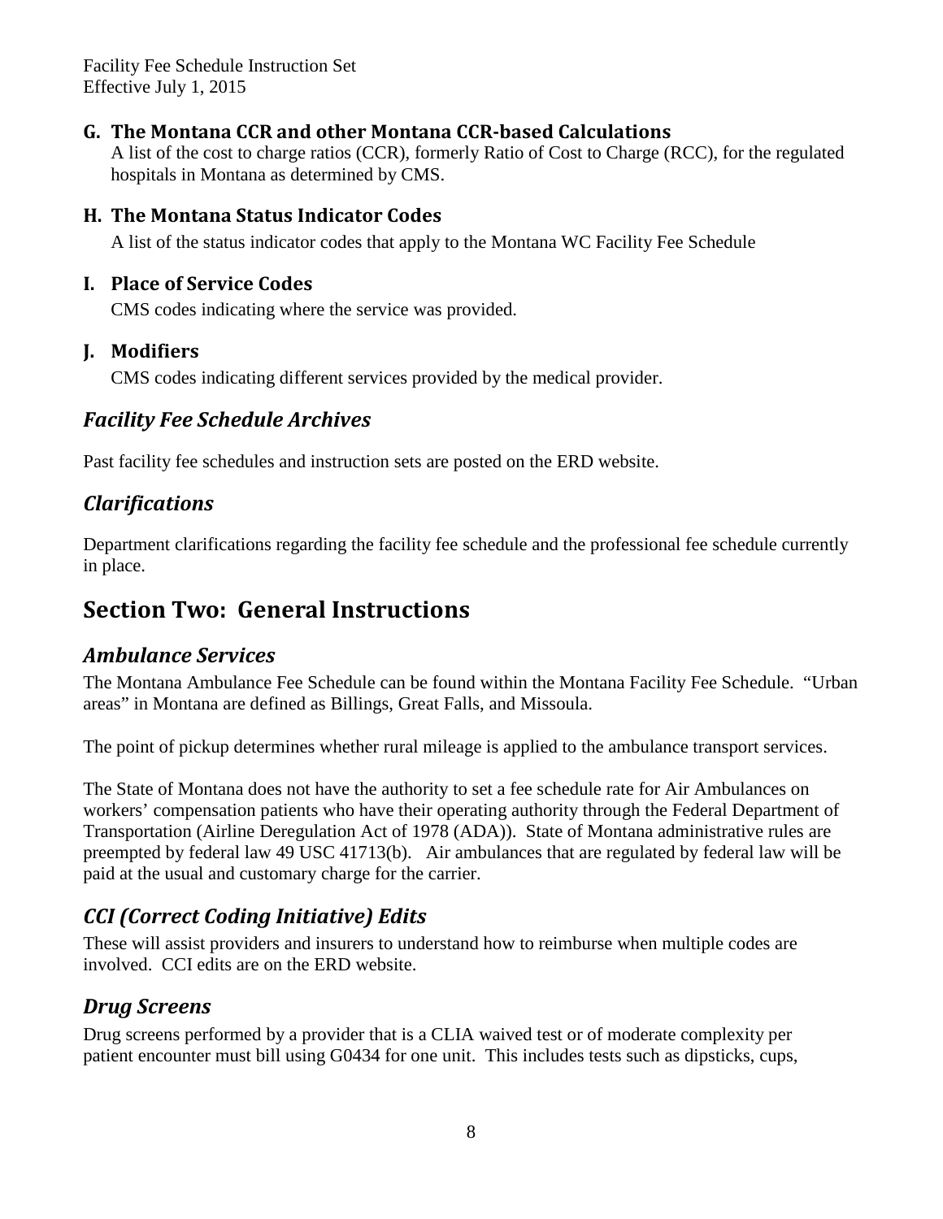### G. The Montana CCR and other Montana CCR-based Calculations

A list of the cost to charge ratios (CCR), formerly Ratio of Cost to Charge (RCC), for the regulated hospitals in Montana as determined by CMS.

### H. The Montana Status Indicator Codes

A list of the status indicator codes that apply to the Montana WC Facility Fee Schedule

### I. Place of Service Codes

CMS codes indicating where the service was provided.

### J. Modifiers

CMS codes indicating different services provided by the medical provider.

## *Facility Fee Schedule Archives*

Past facility fee schedules and instruction sets are posted on the ERD website.

## *Clarifications*

Department clarifications regarding the facility fee schedule and the professional fee schedule currently in place.

# Section Two: General Instructions

## *Ambulance Services*

The Montana Ambulance Fee Schedule can be found within the Montana Facility Fee Schedule. "Urban areas" in Montana are defined as Billings, Great Falls, and Missoula.

The point of pickup determines whether rural mileage is applied to the ambulance transport services.

The State of Montana does not have the authority to set a fee schedule rate for Air Ambulances on workers' compensation patients who have their operating authority through the Federal Department of Transportation (Airline Deregulation Act of 1978 (ADA)). State of Montana administrative rules are preempted by federal law 49 USC 41713(b). Air ambulances that are regulated by federal law will be paid at the usual and customary charge for the carrier.

## *CCI (Correct Coding Initiative) Edits*

These will assist providers and insurers to understand how to reimburse when multiple codes are involved. CCI edits are on the ERD website.

## *Drug Screens*

Drug screens performed by a provider that is a CLIA waived test or of moderate complexity per patient encounter must bill using G0434 for one unit. This includes tests such as dipsticks, cups,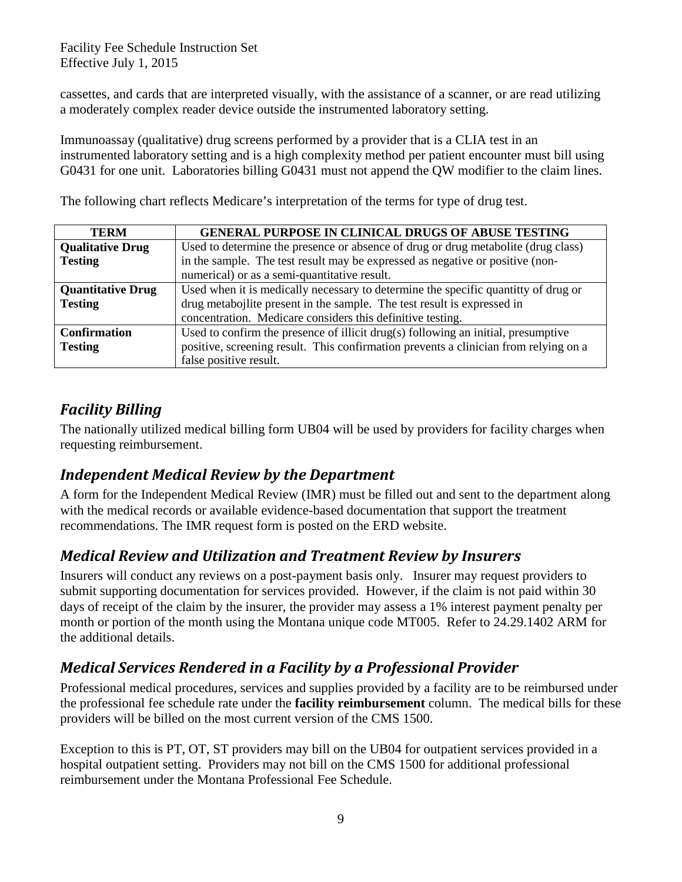cassettes, and cards that are interpreted visually, with the assistance of a scanner, or are read utilizing a moderately complex reader device outside the instrumented laboratory setting.

Immunoassay (qualitative) drug screens performed by a provider that is a CLIA test in an instrumented laboratory setting and is a high complexity method per patient encounter must bill using G0431 for one unit. Laboratories billing G0431 must not append the QW modifier to the claim lines.

The following chart reflects Medicare's interpretation of the terms for type of drug test.

| TERM | GENERAL PURPOSE IN CLINICAL DRUGS OF ABUSE TESTING |
|---|---|
| **Qualitative Drug Testing** | Used to determine the presence or absence of drug or drug metabolite (drug class) in the sample. The test result may be expressed as negative or positive (non-numerical) or as a semi-quantitative result. |
| **Quantitative Drug Testing** | Used when it is medically necessary to determine the specific quantitty of drug or drug metabojlite present in the sample. The test result is expressed in concentration. Medicare considers this definitive testing. |
| **Confirmation Testing** | Used to confirm the presence of illicit drug(s) following an initial, presumptive positive, screening result. This confirmation prevents a clinician from relying on a false positive result. |

## *Facility Billing*

The nationally utilized medical billing form UB04 will be used by providers for facility charges when requesting reimbursement.

## *Independent Medical Review by the Department*

A form for the Independent Medical Review (IMR) must be filled out and sent to the department along with the medical records or available evidence-based documentation that support the treatment recommendations. The IMR request form is posted on the ERD website.

## *Medical Review and Utilization and Treatment Review by Insurers*

Insurers will conduct any reviews on a post-payment basis only. Insurer may request providers to submit supporting documentation for services provided. However, if the claim is not paid within 30 days of receipt of the claim by the insurer, the provider may assess a 1% interest payment penalty per month or portion of the month using the Montana unique code MT005. Refer to 24.29.1402 ARM for the additional details.

## *Medical Services Rendered in a Facility by a Professional Provider*

Professional medical procedures, services and supplies provided by a facility are to be reimbursed under the professional fee schedule rate under the **facility reimbursement** column. The medical bills for these providers will be billed on the most current version of the CMS 1500.

Exception to this is PT, OT, ST providers may bill on the UB04 for outpatient services provided in a hospital outpatient setting. Providers may not bill on the CMS 1500 for additional professional reimbursement under the Montana Professional Fee Schedule.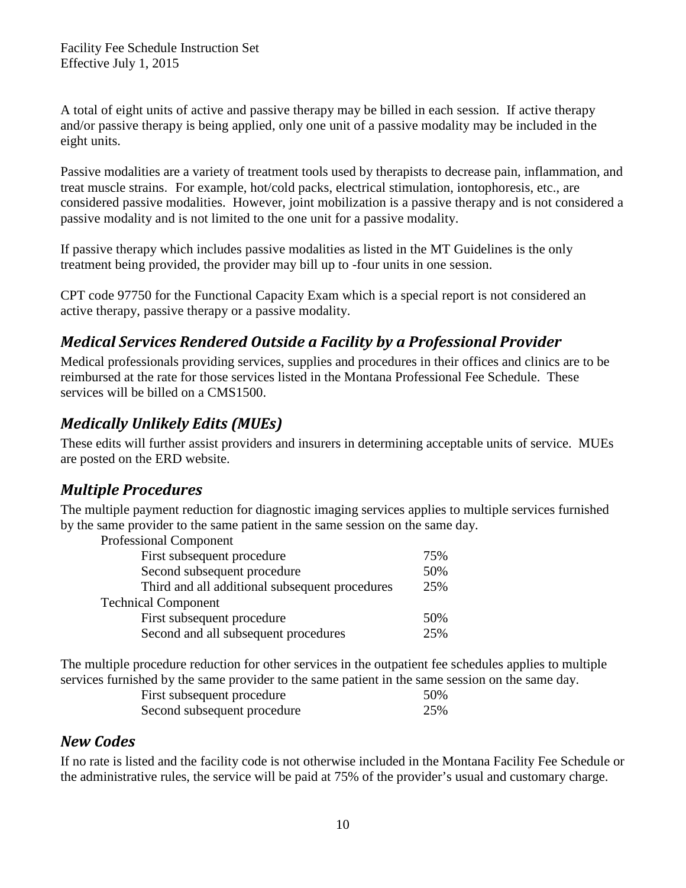A total of eight units of active and passive therapy may be billed in each session. If active therapy and/or passive therapy is being applied, only one unit of a passive modality may be included in the eight units.

Passive modalities are a variety of treatment tools used by therapists to decrease pain, inflammation, and treat muscle strains. For example, hot/cold packs, electrical stimulation, iontophoresis, etc., are considered passive modalities. However, joint mobilization is a passive therapy and is not considered a passive modality and is not limited to the one unit for a passive modality.

If passive therapy which includes passive modalities as listed in the MT Guidelines is the only treatment being provided, the provider may bill up to -four units in one session.

CPT code 97750 for the Functional Capacity Exam which is a special report is not considered an active therapy, passive therapy or a passive modality.

## *Medical Services Rendered Outside a Facility by a Professional Provider*

Medical professionals providing services, supplies and procedures in their offices and clinics are to be reimbursed at the rate for those services listed in the Montana Professional Fee Schedule. These services will be billed on a CMS1500.

## *Medically Unlikely Edits (MUEs)*

These edits will further assist providers and insurers in determining acceptable units of service. MUEs are posted on the ERD website.

## *Multiple Procedures*

The multiple payment reduction for diagnostic imaging services applies to multiple services furnished by the same provider to the same patient in the same session on the same day.

| Component | Percentage |
|---|---|
| **Professional Component** | |
| First subsequent procedure | 75% |
| Second subsequent procedure | 50% |
| Third and all additional subsequent procedures | 25% |
| **Technical Component** | |
| First subsequent procedure | 50% |
| Second and all subsequent procedures | 25% |

The multiple procedure reduction for other services in the outpatient fee schedules applies to multiple services furnished by the same provider to the same patient in the same session on the same day.

| Procedure | Percentage |
|---|---|
| First subsequent procedure | 50% |
| Second subsequent procedure | 25% |

## *New Codes*

If no rate is listed and the facility code is not otherwise included in the Montana Facility Fee Schedule or the administrative rules, the service will be paid at 75% of the provider's usual and customary charge.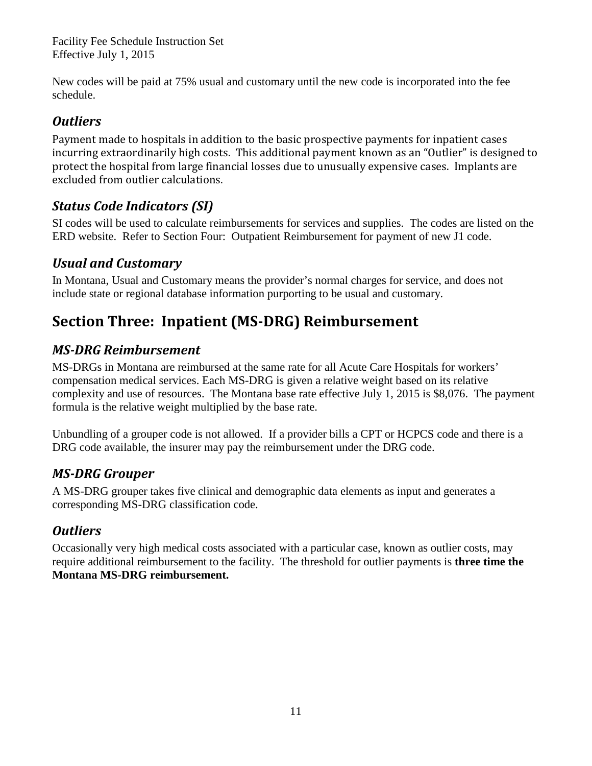New codes will be paid at 75% usual and customary until the new code is incorporated into the fee schedule.

### *Outliers*

Payment made to hospitals in addition to the basic prospective payments for inpatient cases incurring extraordinarily high costs. This additional payment known as an "Outlier" is designed to protect the hospital from large financial losses due to unusually expensive cases. Implants are excluded from outlier calculations.

### *Status Code Indicators (SI)*

SI codes will be used to calculate reimbursements for services and supplies. The codes are listed on the ERD website. Refer to Section Four: Outpatient Reimbursement for payment of new J1 code.

### *Usual and Customary*

In Montana, Usual and Customary means the provider's normal charges for service, and does not include state or regional database information purporting to be usual and customary.

## Section Three: Inpatient (MS-DRG) Reimbursement

### *MS-DRG Reimbursement*

MS-DRGs in Montana are reimbursed at the same rate for all Acute Care Hospitals for workers' compensation medical services. Each MS-DRG is given a relative weight based on its relative complexity and use of resources. The Montana base rate effective July 1, 2015 is $8,076. The payment formula is the relative weight multiplied by the base rate.

Unbundling of a grouper code is not allowed. If a provider bills a CPT or HCPCS code and there is a DRG code available, the insurer may pay the reimbursement under the DRG code.

### *MS-DRG Grouper*

A MS-DRG grouper takes five clinical and demographic data elements as input and generates a corresponding MS-DRG classification code.

### *Outliers*

Occasionally very high medical costs associated with a particular case, known as outlier costs, may require additional reimbursement to the facility. The threshold for outlier payments is **three time the Montana MS-DRG reimbursement.**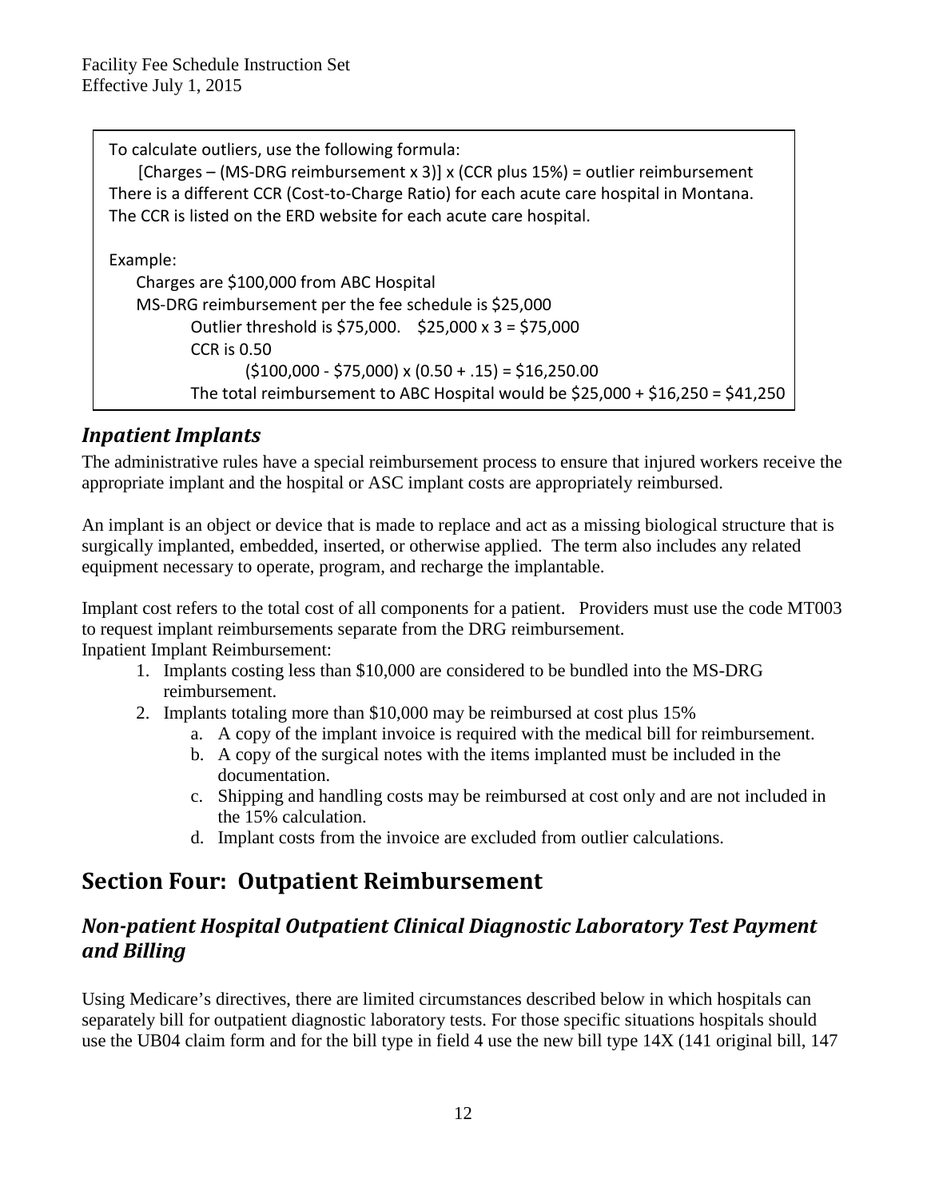To calculate outliers, use the following formula:

[Charges – (MS-DRG reimbursement x 3)] x (CCR plus 15%) = outlier reimbursement

There is a different CCR (Cost-to-Charge Ratio) for each acute care hospital in Montana. The CCR is listed on the ERD website for each acute care hospital.

Example:

Charges are $100,000 from ABC Hospital

MS-DRG reimbursement per the fee schedule is $25,000

Outlier threshold is $75,000. $25,000 x 3 = $75,000

CCR is 0.50

($100,000 - $75,000) x (0.50 + .15) = $16,250.00

The total reimbursement to ABC Hospital would be $25,000 + $16,250 = $41,250

## *Inpatient Implants*

The administrative rules have a special reimbursement process to ensure that injured workers receive the appropriate implant and the hospital or ASC implant costs are appropriately reimbursed.

An implant is an object or device that is made to replace and act as a missing biological structure that is surgically implanted, embedded, inserted, or otherwise applied. The term also includes any related equipment necessary to operate, program, and recharge the implantable.

Implant cost refers to the total cost of all components for a patient. Providers must use the code MT003 to request implant reimbursements separate from the DRG reimbursement.

Inpatient Implant Reimbursement:

1. Implants costing less than $10,000 are considered to be bundled into the MS-DRG reimbursement.
2. Implants totaling more than $10,000 may be reimbursed at cost plus 15%
   a. A copy of the implant invoice is required with the medical bill for reimbursement.
   b. A copy of the surgical notes with the items implanted must be included in the documentation.
   c. Shipping and handling costs may be reimbursed at cost only and are not included in the 15% calculation.
   d. Implant costs from the invoice are excluded from outlier calculations.

# Section Four: Outpatient Reimbursement

## *Non-patient Hospital Outpatient Clinical Diagnostic Laboratory Test Payment and Billing*

Using Medicare's directives, there are limited circumstances described below in which hospitals can separately bill for outpatient diagnostic laboratory tests. For those specific situations hospitals should use the UB04 claim form and for the bill type in field 4 use the new bill type 14X (141 original bill, 147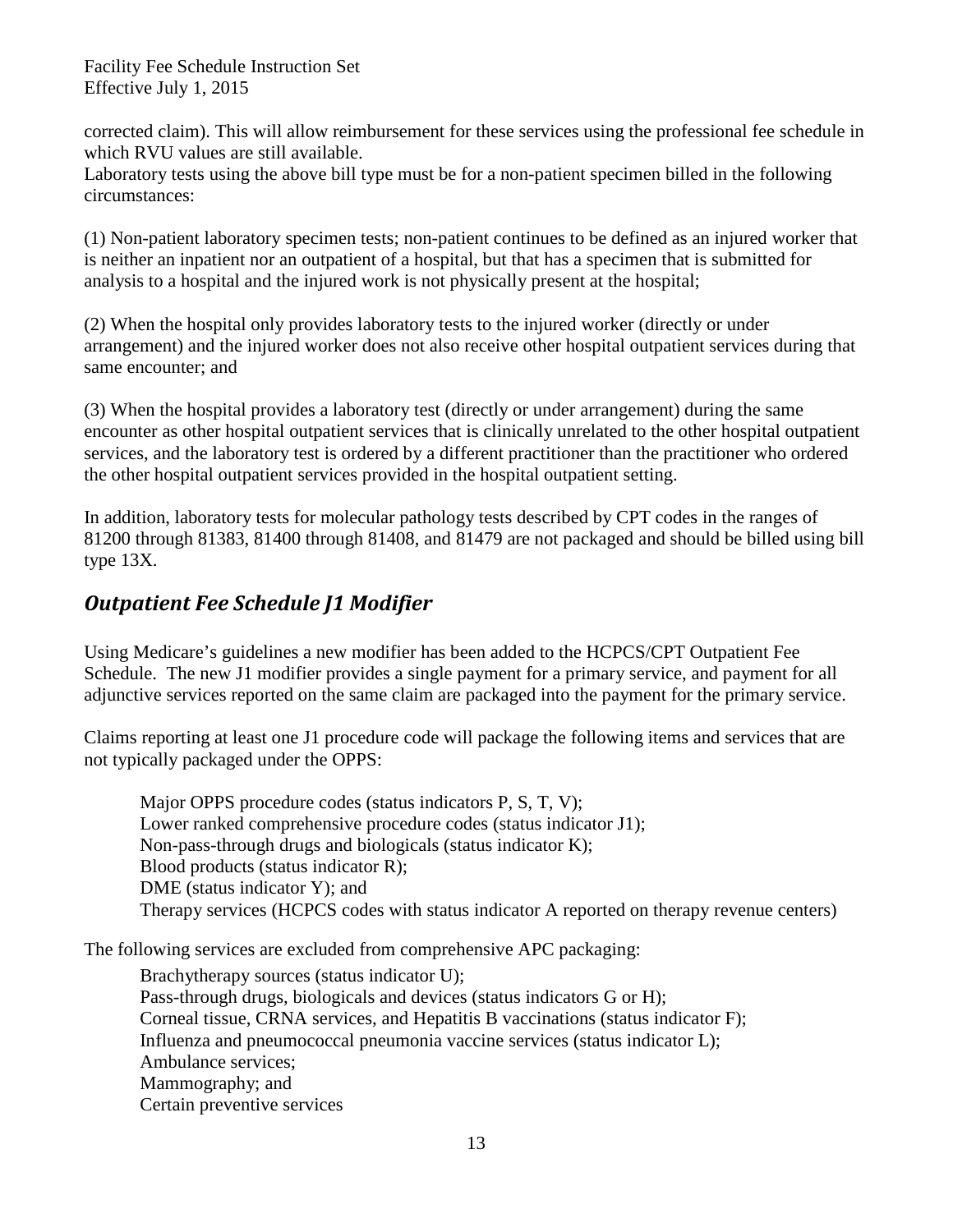corrected claim). This will allow reimbursement for these services using the professional fee schedule in which RVU values are still available.
Laboratory tests using the above bill type must be for a non-patient specimen billed in the following circumstances:

(1) Non-patient laboratory specimen tests; non-patient continues to be defined as an injured worker that is neither an inpatient nor an outpatient of a hospital, but that has a specimen that is submitted for analysis to a hospital and the injured work is not physically present at the hospital;

(2) When the hospital only provides laboratory tests to the injured worker (directly or under arrangement) and the injured worker does not also receive other hospital outpatient services during that same encounter; and

(3) When the hospital provides a laboratory test (directly or under arrangement) during the same encounter as other hospital outpatient services that is clinically unrelated to the other hospital outpatient services, and the laboratory test is ordered by a different practitioner than the practitioner who ordered the other hospital outpatient services provided in the hospital outpatient setting.

In addition, laboratory tests for molecular pathology tests described by CPT codes in the ranges of 81200 through 81383, 81400 through 81408, and 81479 are not packaged and should be billed using bill type 13X.

## *Outpatient Fee Schedule J1 Modifier*

Using Medicare's guidelines a new modifier has been added to the HCPCS/CPT Outpatient Fee Schedule. The new J1 modifier provides a single payment for a primary service, and payment for all adjunctive services reported on the same claim are packaged into the payment for the primary service.

Claims reporting at least one J1 procedure code will package the following items and services that are not typically packaged under the OPPS:

- Major OPPS procedure codes (status indicators P, S, T, V);
- Lower ranked comprehensive procedure codes (status indicator J1);
- Non-pass-through drugs and biologicals (status indicator K);
- Blood products (status indicator R);
- DME (status indicator Y); and
- Therapy services (HCPCS codes with status indicator A reported on therapy revenue centers)

The following services are excluded from comprehensive APC packaging:

- Brachytherapy sources (status indicator U);
- Pass-through drugs, biologicals and devices (status indicators G or H);
- Corneal tissue, CRNA services, and Hepatitis B vaccinations (status indicator F);
- Influenza and pneumococcal pneumonia vaccine services (status indicator L);
- Ambulance services;
- Mammography; and
- Certain preventive services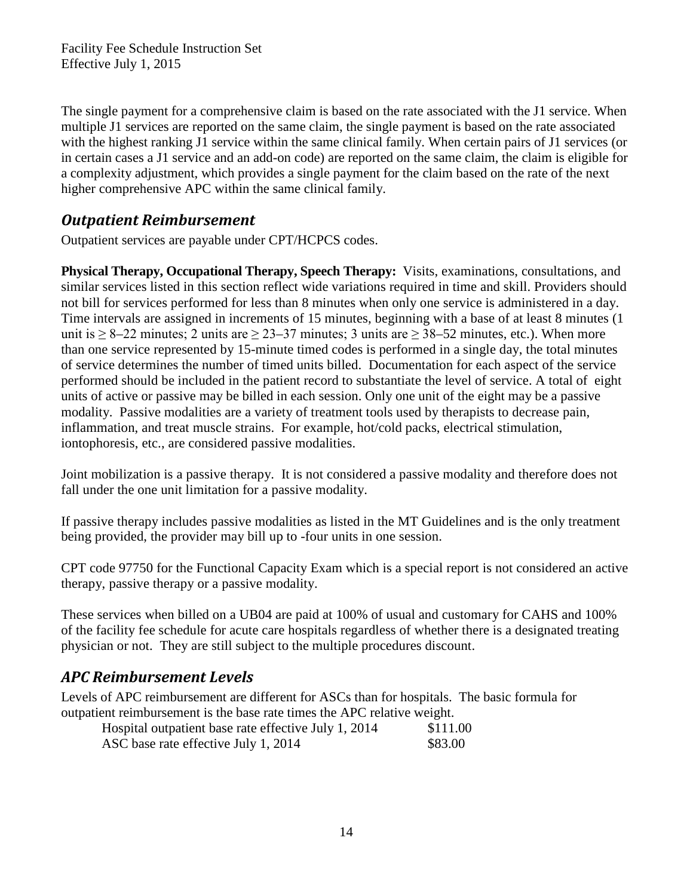The single payment for a comprehensive claim is based on the rate associated with the J1 service. When multiple J1 services are reported on the same claim, the single payment is based on the rate associated with the highest ranking J1 service within the same clinical family. When certain pairs of J1 services (or in certain cases a J1 service and an add-on code) are reported on the same claim, the claim is eligible for a complexity adjustment, which provides a single payment for the claim based on the rate of the next higher comprehensive APC within the same clinical family.

## *Outpatient Reimbursement*

Outpatient services are payable under CPT/HCPCS codes.

**Physical Therapy, Occupational Therapy, Speech Therapy:** Visits, examinations, consultations, and similar services listed in this section reflect wide variations required in time and skill. Providers should not bill for services performed for less than 8 minutes when only one service is administered in a day. Time intervals are assigned in increments of 15 minutes, beginning with a base of at least 8 minutes (1 unit is ≥ 8–22 minutes; 2 units are ≥ 23–37 minutes; 3 units are ≥ 38–52 minutes, etc.). When more than one service represented by 15-minute timed codes is performed in a single day, the total minutes of service determines the number of timed units billed. Documentation for each aspect of the service performed should be included in the patient record to substantiate the level of service. A total of eight units of active or passive may be billed in each session. Only one unit of the eight may be a passive modality. Passive modalities are a variety of treatment tools used by therapists to decrease pain, inflammation, and treat muscle strains. For example, hot/cold packs, electrical stimulation, iontophoresis, etc., are considered passive modalities.

Joint mobilization is a passive therapy. It is not considered a passive modality and therefore does not fall under the one unit limitation for a passive modality.

If passive therapy includes passive modalities as listed in the MT Guidelines and is the only treatment being provided, the provider may bill up to -four units in one session.

CPT code 97750 for the Functional Capacity Exam which is a special report is not considered an active therapy, passive therapy or a passive modality.

These services when billed on a UB04 are paid at 100% of usual and customary for CAHS and 100% of the facility fee schedule for acute care hospitals regardless of whether there is a designated treating physician or not. They are still subject to the multiple procedures discount.

## *APC Reimbursement Levels*

Levels of APC reimbursement are different for ASCs than for hospitals. The basic formula for outpatient reimbursement is the base rate times the APC relative weight.

| | |
|---|---|
| Hospital outpatient base rate effective July 1, 2014 | \$111.00 |
| ASC base rate effective July 1, 2014 | \$83.00 |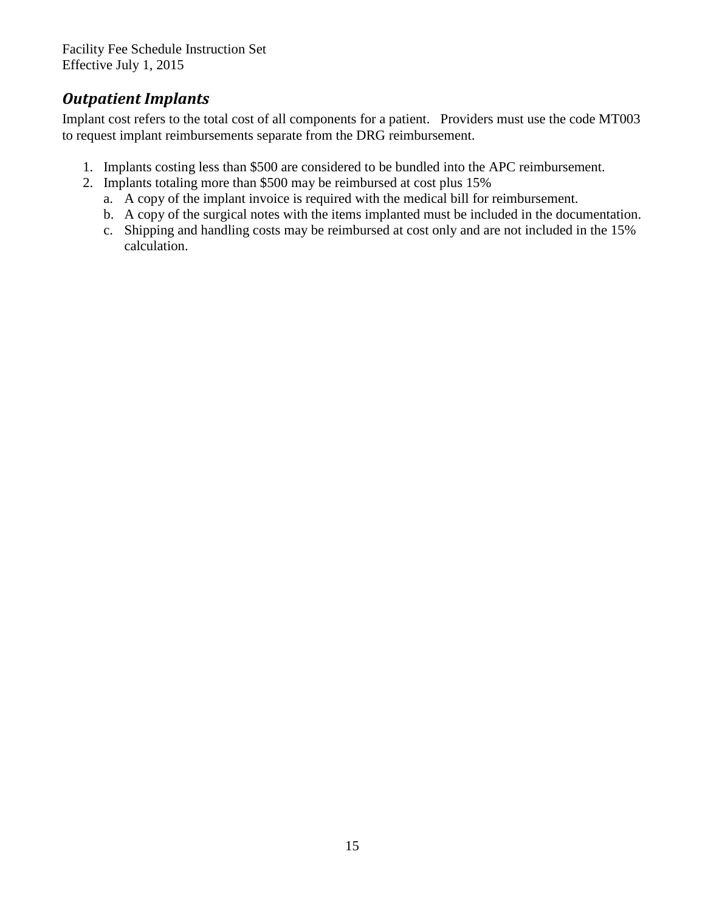## *Outpatient Implants*

Implant cost refers to the total cost of all components for a patient. Providers must use the code MT003 to request implant reimbursements separate from the DRG reimbursement.

1. Implants costing less than $500 are considered to be bundled into the APC reimbursement.
2. Implants totaling more than $500 may be reimbursed at cost plus 15%
   a. A copy of the implant invoice is required with the medical bill for reimbursement.
   b. A copy of the surgical notes with the items implanted must be included in the documentation.
   c. Shipping and handling costs may be reimbursed at cost only and are not included in the 15% calculation.